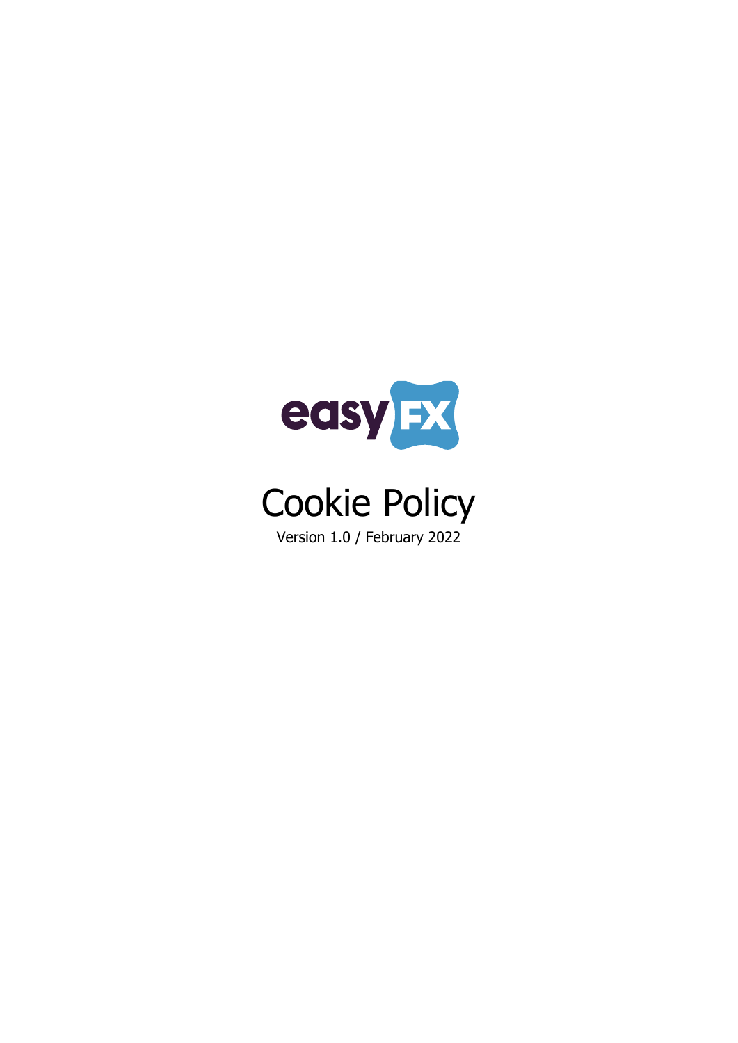easyFX

# Cookie Policy

Version 1.0 / February 2022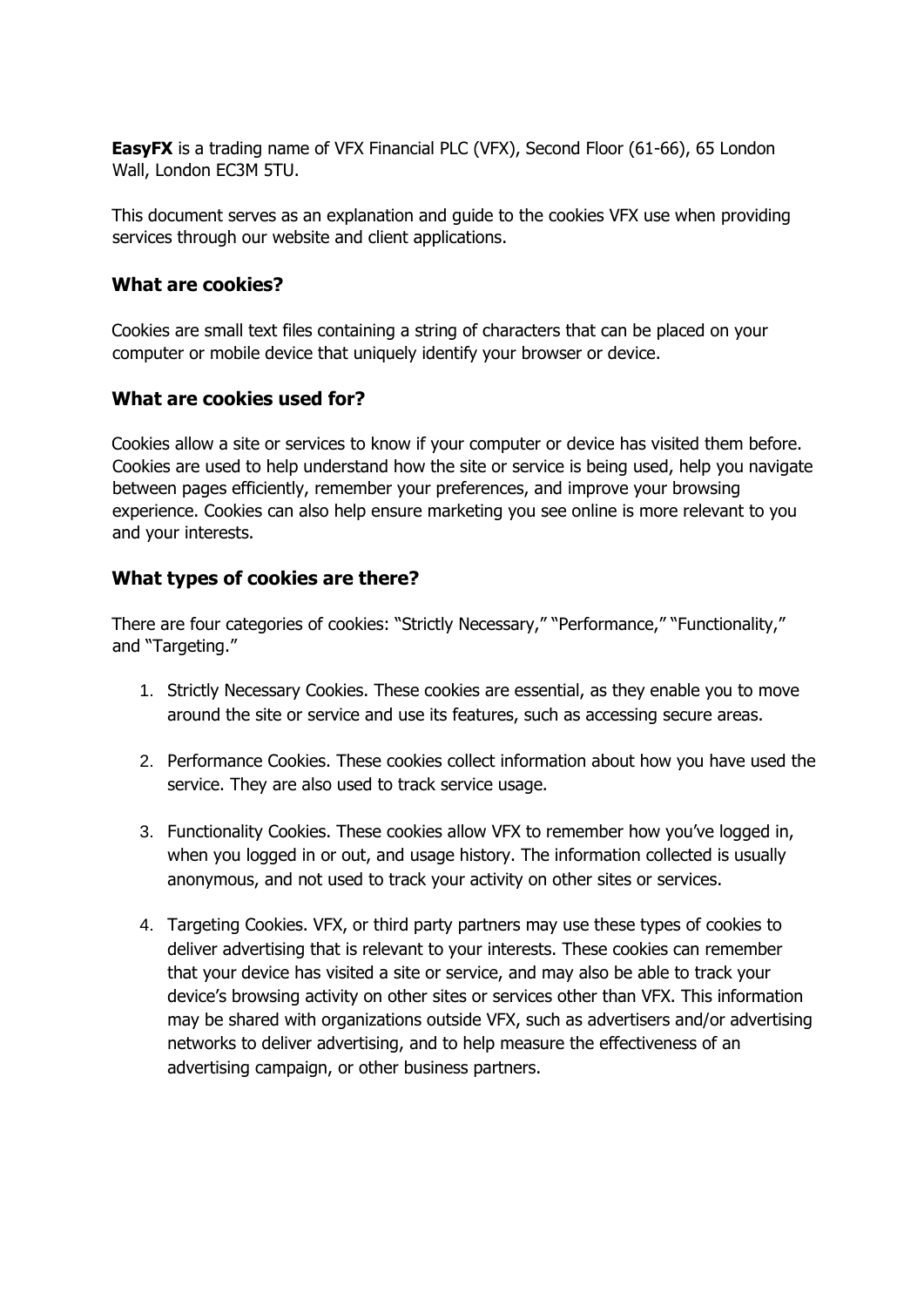**EasyFX** is a trading name of VFX Financial PLC (VFX), Second Floor (61-66), 65 London Wall, London EC3M 5TU.

This document serves as an explanation and guide to the cookies VFX use when providing services through our website and client applications.

### What are cookies?

Cookies are small text files containing a string of characters that can be placed on your computer or mobile device that uniquely identify your browser or device.

### What are cookies used for?

Cookies allow a site or services to know if your computer or device has visited them before. Cookies are used to help understand how the site or service is being used, help you navigate between pages efficiently, remember your preferences, and improve your browsing experience. Cookies can also help ensure marketing you see online is more relevant to you and your interests.

### What types of cookies are there?

There are four categories of cookies: "Strictly Necessary," "Performance," "Functionality," and "Targeting."

1. Strictly Necessary Cookies. These cookies are essential, as they enable you to move around the site or service and use its features, such as accessing secure areas.

2. Performance Cookies. These cookies collect information about how you have used the service. They are also used to track service usage.

3. Functionality Cookies. These cookies allow VFX to remember how you've logged in, when you logged in or out, and usage history. The information collected is usually anonymous, and not used to track your activity on other sites or services.

4. Targeting Cookies. VFX, or third party partners may use these types of cookies to deliver advertising that is relevant to your interests. These cookies can remember that your device has visited a site or service, and may also be able to track your device's browsing activity on other sites or services other than VFX. This information may be shared with organizations outside VFX, such as advertisers and/or advertising networks to deliver advertising, and to help measure the effectiveness of an advertising campaign, or other business partners.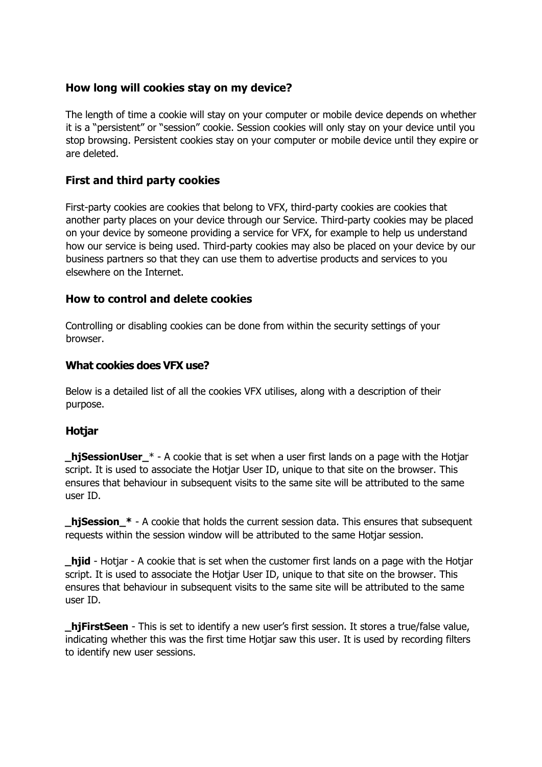### How long will cookies stay on my device?

The length of time a cookie will stay on your computer or mobile device depends on whether it is a "persistent" or "session" cookie. Session cookies will only stay on your device until you stop browsing. Persistent cookies stay on your computer or mobile device until they expire or are deleted.

### First and third party cookies

First-party cookies are cookies that belong to VFX, third-party cookies are cookies that another party places on your device through our Service. Third-party cookies may be placed on your device by someone providing a service for VFX, for example to help us understand how our service is being used. Third-party cookies may also be placed on your device by our business partners so that they can use them to advertise products and services to you elsewhere on the Internet.

### How to control and delete cookies

Controlling or disabling cookies can be done from within the security settings of your browser.

### What cookies does VFX use?

Below is a detailed list of all the cookies VFX utilises, along with a description of their purpose.

### Hotjar

**_hjSessionUser_*** - A cookie that is set when a user first lands on a page with the Hotjar script. It is used to associate the Hotjar User ID, unique to that site on the browser. This ensures that behaviour in subsequent visits to the same site will be attributed to the same user ID.

**_hjSession_*** - A cookie that holds the current session data. This ensures that subsequent requests within the session window will be attributed to the same Hotjar session.

**_hjid** - Hotjar - A cookie that is set when the customer first lands on a page with the Hotjar script. It is used to associate the Hotjar User ID, unique to that site on the browser. This ensures that behaviour in subsequent visits to the same site will be attributed to the same user ID.

**_hjFirstSeen** - This is set to identify a new user's first session. It stores a true/false value, indicating whether this was the first time Hotjar saw this user. It is used by recording filters to identify new user sessions.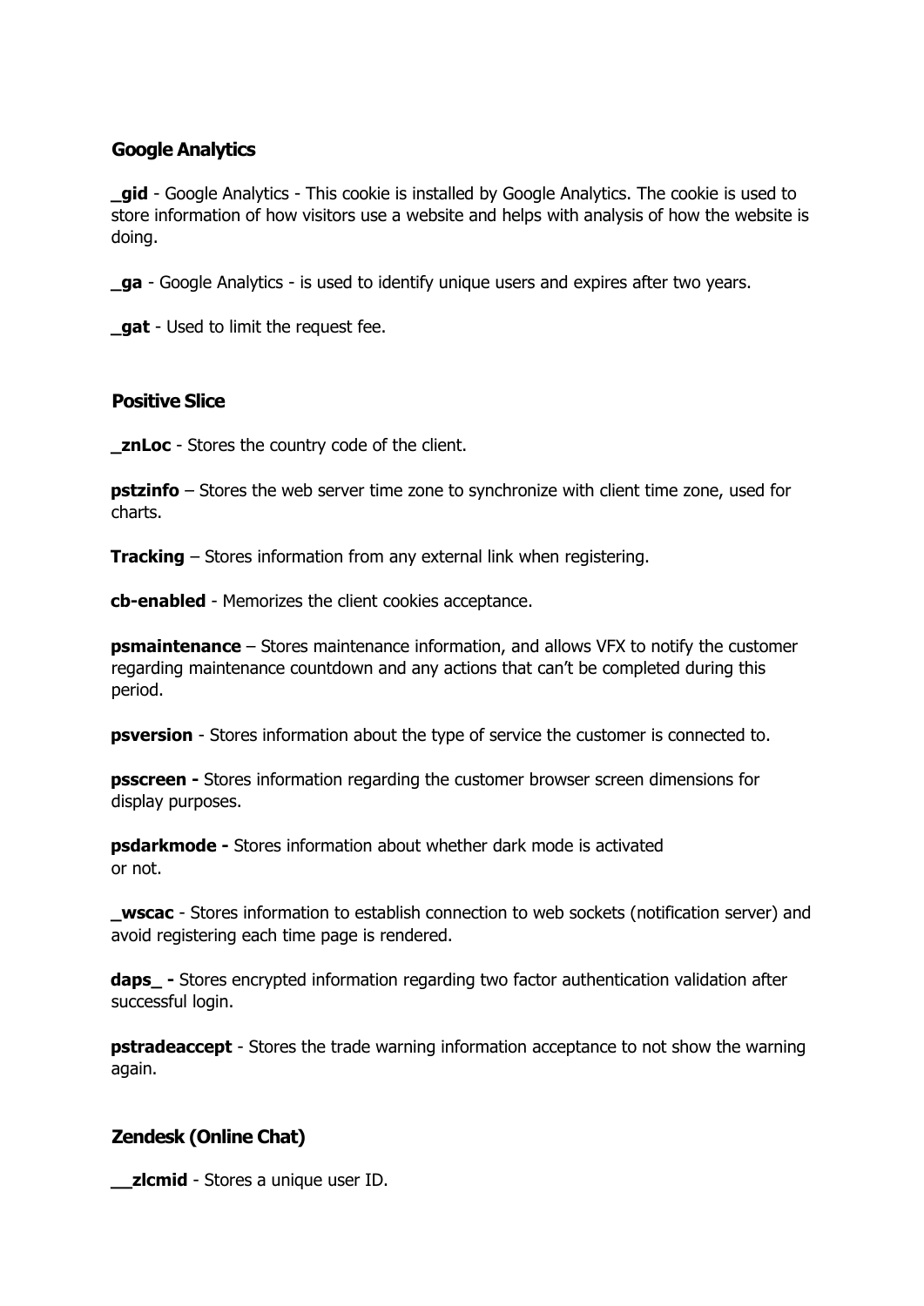### Google Analytics

**_gid** - Google Analytics - This cookie is installed by Google Analytics. The cookie is used to store information of how visitors use a website and helps with analysis of how the website is doing.

**_ga** - Google Analytics - is used to identify unique users and expires after two years.

**_gat** - Used to limit the request fee.

### Positive Slice

**_znLoc** - Stores the country code of the client.

**pstzinfo** – Stores the web server time zone to synchronize with client time zone, used for charts.

**Tracking** – Stores information from any external link when registering.

**cb-enabled** - Memorizes the client cookies acceptance.

**psmaintenance** – Stores maintenance information, and allows VFX to notify the customer regarding maintenance countdown and any actions that can't be completed during this period.

**psversion** - Stores information about the type of service the customer is connected to.

**psscreen -** Stores information regarding the customer browser screen dimensions for display purposes.

**psdarkmode -** Stores information about whether dark mode is activated or not.

**_wscac** - Stores information to establish connection to web sockets (notification server) and avoid registering each time page is rendered.

**daps_ -** Stores encrypted information regarding two factor authentication validation after successful login.

**pstradeaccept** - Stores the trade warning information acceptance to not show the warning again.

### Zendesk (Online Chat)

**__zlcmid** - Stores a unique user ID.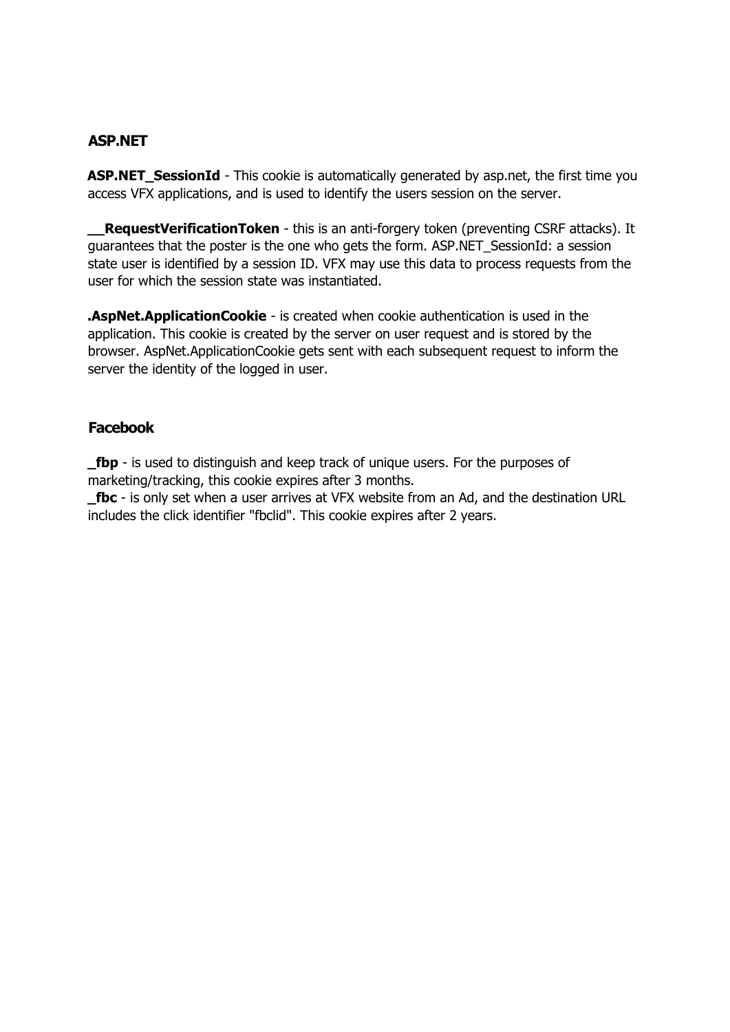## ASP.NET

**ASP.NET_SessionId** - This cookie is automatically generated by asp.net, the first time you access VFX applications, and is used to identify the users session on the server.

**__RequestVerificationToken** - this is an anti-forgery token (preventing CSRF attacks). It guarantees that the poster is the one who gets the form. ASP.NET_SessionId: a session state user is identified by a session ID. VFX may use this data to process requests from the user for which the session state was instantiated.

**.AspNet.ApplicationCookie** - is created when cookie authentication is used in the application. This cookie is created by the server on user request and is stored by the browser. AspNet.ApplicationCookie gets sent with each subsequent request to inform the server the identity of the logged in user.

## Facebook

**_fbp** - is used to distinguish and keep track of unique users. For the purposes of marketing/tracking, this cookie expires after 3 months.
**_fbc** - is only set when a user arrives at VFX website from an Ad, and the destination URL includes the click identifier "fbclid". This cookie expires after 2 years.